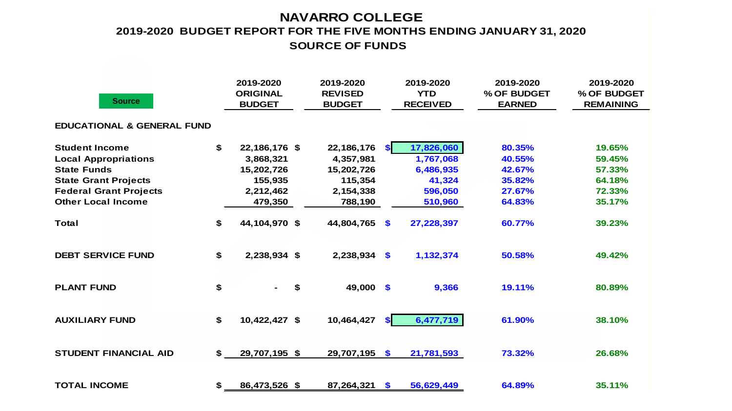# NAVARRO COLLEGE

## 2019-2020 BUDGET REPORT FOR THE FIVE MONTHS ENDING JANUARY 31, 2020

### SOURCE OF FUNDS

| Source | 2019-2020 ORIGINAL BUDGET | 2019-2020 REVISED BUDGET | 2019-2020 YTD RECEIVED | 2019-2020 % OF BUDGET EARNED | 2019-2020 % OF BUDGET REMAINING |
|---|---|---|---|---|---|
| **EDUCATIONAL & GENERAL FUND** | | | | | |
| Student Income | $ 22,186,176 | $ 22,186,176 | $ 17,826,060 | 80.35% | 19.65% |
| Local Appropriations | 3,868,321 | 4,357,981 | 1,767,068 | 40.55% | 59.45% |
| State Funds | 15,202,726 | 15,202,726 | 6,486,935 | 42.67% | 57.33% |
| State Grant Projects | 155,935 | 115,354 | 41,324 | 35.82% | 64.18% |
| Federal Grant Projects | 2,212,462 | 2,154,338 | 596,050 | 27.67% | 72.33% |
| Other Local Income | 479,350 | 788,190 | 510,960 | 64.83% | 35.17% |
| **Total** | $ 44,104,970 | $ 44,804,765 | $ 27,228,397 | 60.77% | 39.23% |
| **DEBT SERVICE FUND** | $ 2,238,934 | $ 2,238,934 | $ 1,132,374 | 50.58% | 49.42% |
| **PLANT FUND** | $ - | $ 49,000 | $ 9,366 | 19.11% | 80.89% |
| **AUXILIARY FUND** | $ 10,422,427 | $ 10,464,427 | $ 6,477,719 | 61.90% | 38.10% |
| **STUDENT FINANCIAL AID** | $ 29,707,195 | $ 29,707,195 | $ 21,781,593 | 73.32% | 26.68% |
| **TOTAL INCOME** | $ 86,473,526 | $ 87,264,321 | $ 56,629,449 | 64.89% | 35.11% |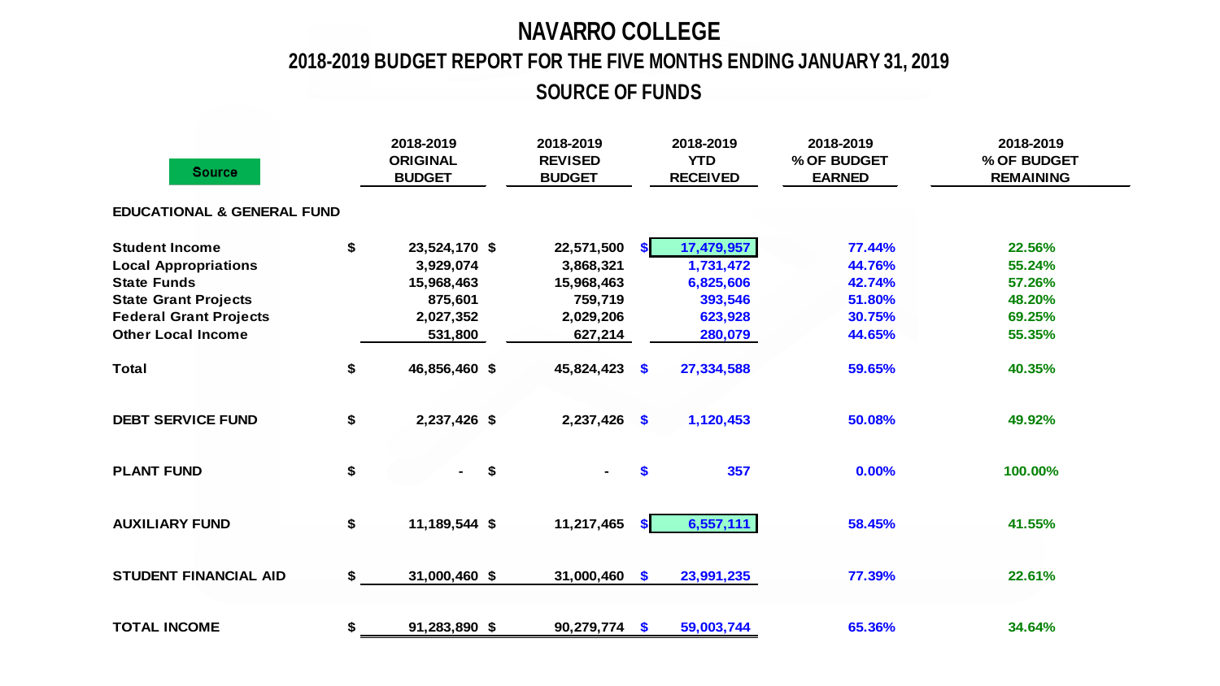# NAVARRO COLLEGE

## 2018-2019 BUDGET REPORT FOR THE FIVE MONTHS ENDING JANUARY 31, 2019

## SOURCE OF FUNDS

| Source | 2018-2019 ORIGINAL BUDGET | 2018-2019 REVISED BUDGET | 2018-2019 YTD RECEIVED | 2018-2019 % OF BUDGET EARNED | 2018-2019 % OF BUDGET REMAINING |
|---|---|---|---|---|---|
| **EDUCATIONAL & GENERAL FUND** | | | | | |
| Student Income | $ 23,524,170 | $ 22,571,500 | $ 17,479,957 | 77.44% | 22.56% |
| Local Appropriations | 3,929,074 | 3,868,321 | 1,731,472 | 44.76% | 55.24% |
| State Funds | 15,968,463 | 15,968,463 | 6,825,606 | 42.74% | 57.26% |
| State Grant Projects | 875,601 | 759,719 | 393,546 | 51.80% | 48.20% |
| Federal Grant Projects | 2,027,352 | 2,029,206 | 623,928 | 30.75% | 69.25% |
| Other Local Income | 531,800 | 627,214 | 280,079 | 44.65% | 55.35% |
| Total | $ 46,856,460 | $ 45,824,423 | $ 27,334,588 | 59.65% | 40.35% |
| DEBT SERVICE FUND | $ 2,237,426 | $ 2,237,426 | $ 1,120,453 | 50.08% | 49.92% |
| PLANT FUND | $ - | $ - | $ 357 | 0.00% | 100.00% |
| AUXILIARY FUND | $ 11,189,544 | $ 11,217,465 | $ 6,557,111 | 58.45% | 41.55% |
| STUDENT FINANCIAL AID | $ 31,000,460 | $ 31,000,460 | $ 23,991,235 | 77.39% | 22.61% |
| TOTAL INCOME | $ 91,283,890 | $ 90,279,774 | $ 59,003,744 | 65.36% | 34.64% |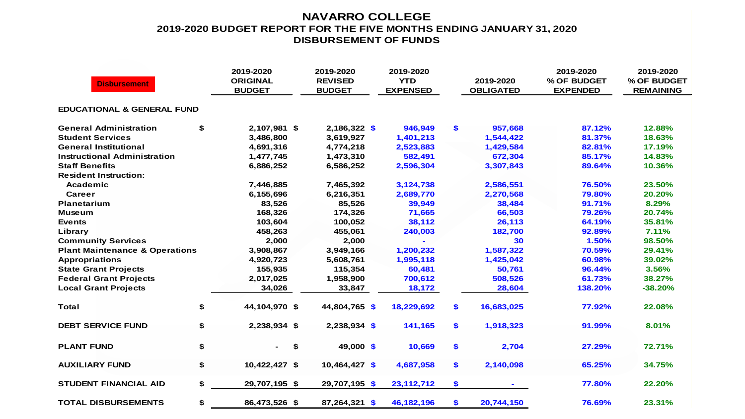# NAVARRO COLLEGE

## 2019-2020 BUDGET REPORT FOR THE FIVE MONTHS ENDING JANUARY 31, 2020

## DISBURSEMENT OF FUNDS

| Disbursement | 2019-2020 ORIGINAL BUDGET | 2019-2020 REVISED BUDGET | 2019-2020 YTD EXPENSED | 2019-2020 OBLIGATED | 2019-2020 % OF BUDGET EXPENDED | 2019-2020 % OF BUDGET REMAINING |
|---|---|---|---|---|---|---|
| **EDUCATIONAL & GENERAL FUND** | | | | | | |
| General Administration | $ 2,107,981 | $ 2,186,322 | $ 946,949 | $ 957,668 | 87.12% | 12.88% |
| Student Services | 3,486,800 | 3,619,927 | 1,401,213 | 1,544,422 | 81.37% | 18.63% |
| General Institutional | 4,691,316 | 4,774,218 | 2,523,883 | 1,429,584 | 82.81% | 17.19% |
| Instructional Administration | 1,477,745 | 1,473,310 | 582,491 | 672,304 | 85.17% | 14.83% |
| Staff Benefits | 6,886,252 | 6,586,252 | 2,596,304 | 3,307,843 | 89.64% | 10.36% |
| Resident Instruction: | | | | | | |
| Academic | 7,446,885 | 7,465,392 | 3,124,738 | 2,586,551 | 76.50% | 23.50% |
| Career | 6,155,696 | 6,216,351 | 2,689,770 | 2,270,568 | 79.80% | 20.20% |
| Planetarium | 83,526 | 85,526 | 39,949 | 38,484 | 91.71% | 8.29% |
| Museum | 168,326 | 174,326 | 71,665 | 66,503 | 79.26% | 20.74% |
| Events | 103,604 | 100,052 | 38,112 | 26,113 | 64.19% | 35.81% |
| Library | 458,263 | 455,061 | 240,003 | 182,700 | 92.89% | 7.11% |
| Community Services | 2,000 | 2,000 | - | 30 | 1.50% | 98.50% |
| Plant Maintenance & Operations | 3,908,867 | 3,949,166 | 1,200,232 | 1,587,322 | 70.59% | 29.41% |
| Appropriations | 4,920,723 | 5,608,761 | 1,995,118 | 1,425,042 | 60.98% | 39.02% |
| State Grant Projects | 155,935 | 115,354 | 60,481 | 50,761 | 96.44% | 3.56% |
| Federal Grant Projects | 2,017,025 | 1,958,900 | 700,612 | 508,526 | 61.73% | 38.27% |
| Local Grant Projects | 34,026 | 33,847 | 18,172 | 28,604 | 138.20% | -38.20% |
| **Total** | $ 44,104,970 | $ 44,804,765 | $ 18,229,692 | $ 16,683,025 | 77.92% | 22.08% |
| **DEBT SERVICE FUND** | $ 2,238,934 | $ 2,238,934 | $ 141,165 | $ 1,918,323 | 91.99% | 8.01% |
| **PLANT FUND** | $ - | $ 49,000 | $ 10,669 | $ 2,704 | 27.29% | 72.71% |
| **AUXILIARY FUND** | $ 10,422,427 | $ 10,464,427 | $ 4,687,958 | $ 2,140,098 | 65.25% | 34.75% |
| **STUDENT FINANCIAL AID** | $ 29,707,195 | $ 29,707,195 | $ 23,112,712 | $ - | 77.80% | 22.20% |
| **TOTAL DISBURSEMENTS** | $ 86,473,526 | $ 87,264,321 | $ 46,182,196 | $ 20,744,150 | 76.69% | 23.31% |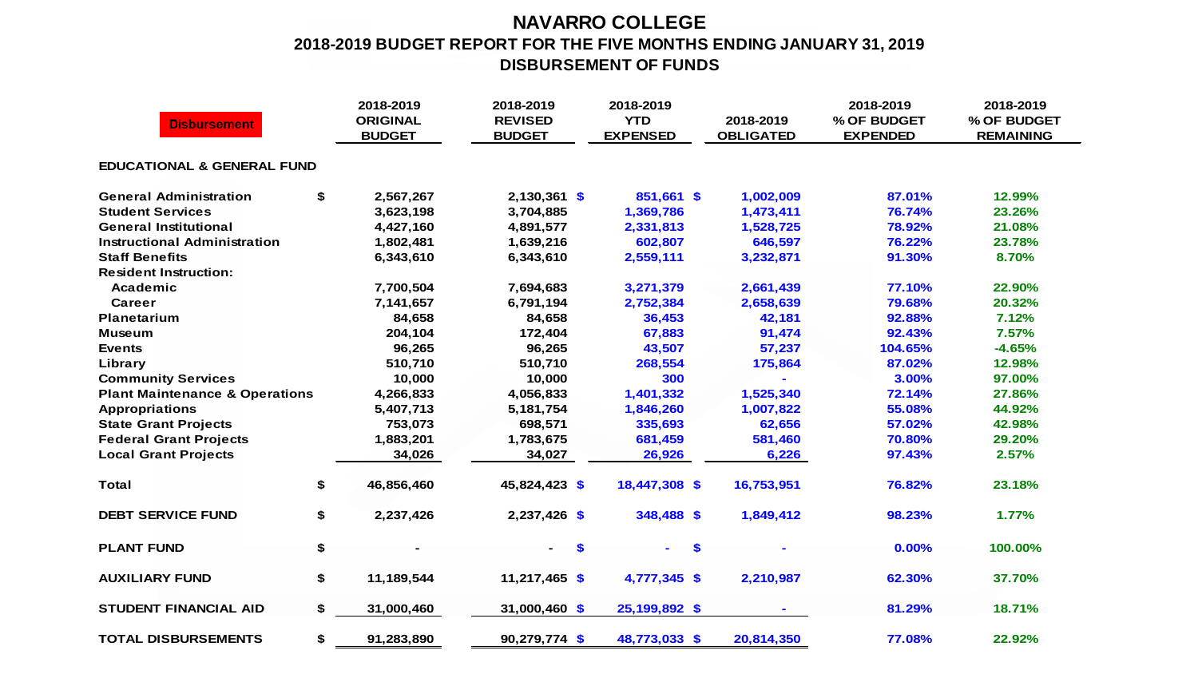# NAVARRO COLLEGE

## 2018-2019 BUDGET REPORT FOR THE FIVE MONTHS ENDING JANUARY 31, 2019

## DISBURSEMENT OF FUNDS

| Disbursement | 2018-2019 ORIGINAL BUDGET | 2018-2019 REVISED BUDGET | 2018-2019 YTD EXPENSED | 2018-2019 OBLIGATED | 2018-2019 % OF BUDGET EXPENDED | 2018-2019 % OF BUDGET REMAINING |
|---|---|---|---|---|---|---|
| **EDUCATIONAL & GENERAL FUND** | | | | | | |
| General Administration | $ 2,567,267 | 2,130,361 | $ 851,661 | $ 1,002,009 | 87.01% | 12.99% |
| Student Services | 3,623,198 | 3,704,885 | 1,369,786 | 1,473,411 | 76.74% | 23.26% |
| General Institutional | 4,427,160 | 4,891,577 | 2,331,813 | 1,528,725 | 78.92% | 21.08% |
| Instructional Administration | 1,802,481 | 1,639,216 | 602,807 | 646,597 | 76.22% | 23.78% |
| Staff Benefits | 6,343,610 | 6,343,610 | 2,559,111 | 3,232,871 | 91.30% | 8.70% |
| Resident Instruction: | | | | | | |
| Academic | 7,700,504 | 7,694,683 | 3,271,379 | 2,661,439 | 77.10% | 22.90% |
| Career | 7,141,657 | 6,791,194 | 2,752,384 | 2,658,639 | 79.68% | 20.32% |
| Planetarium | 84,658 | 84,658 | 36,453 | 42,181 | 92.88% | 7.12% |
| Museum | 204,104 | 172,404 | 67,883 | 91,474 | 92.43% | 7.57% |
| Events | 96,265 | 96,265 | 43,507 | 57,237 | 104.65% | -4.65% |
| Library | 510,710 | 510,710 | 268,554 | 175,864 | 87.02% | 12.98% |
| Community Services | 10,000 | 10,000 | 300 | - | 3.00% | 97.00% |
| Plant Maintenance & Operations | 4,266,833 | 4,056,833 | 1,401,332 | 1,525,340 | 72.14% | 27.86% |
| Appropriations | 5,407,713 | 5,181,754 | 1,846,260 | 1,007,822 | 55.08% | 44.92% |
| State Grant Projects | 753,073 | 698,571 | 335,693 | 62,656 | 57.02% | 42.98% |
| Federal Grant Projects | 1,883,201 | 1,783,675 | 681,459 | 581,460 | 70.80% | 29.20% |
| Local Grant Projects | 34,026 | 34,027 | 26,926 | 6,226 | 97.43% | 2.57% |
| **Total** | $ 46,856,460 | 45,824,423 | $ 18,447,308 | $ 16,753,951 | 76.82% | 23.18% |
| **DEBT SERVICE FUND** | $ 2,237,426 | 2,237,426 | $ 348,488 | $ 1,849,412 | 98.23% | 1.77% |
| **PLANT FUND** | $ - | - | $ - | $ - | 0.00% | 100.00% |
| **AUXILIARY FUND** | $ 11,189,544 | 11,217,465 | $ 4,777,345 | $ 2,210,987 | 62.30% | 37.70% |
| **STUDENT FINANCIAL AID** | $ 31,000,460 | 31,000,460 | $ 25,199,892 | $ - | 81.29% | 18.71% |
| **TOTAL DISBURSEMENTS** | $ 91,283,890 | 90,279,774 | $ 48,773,033 | $ 20,814,350 | 77.08% | 22.92% |